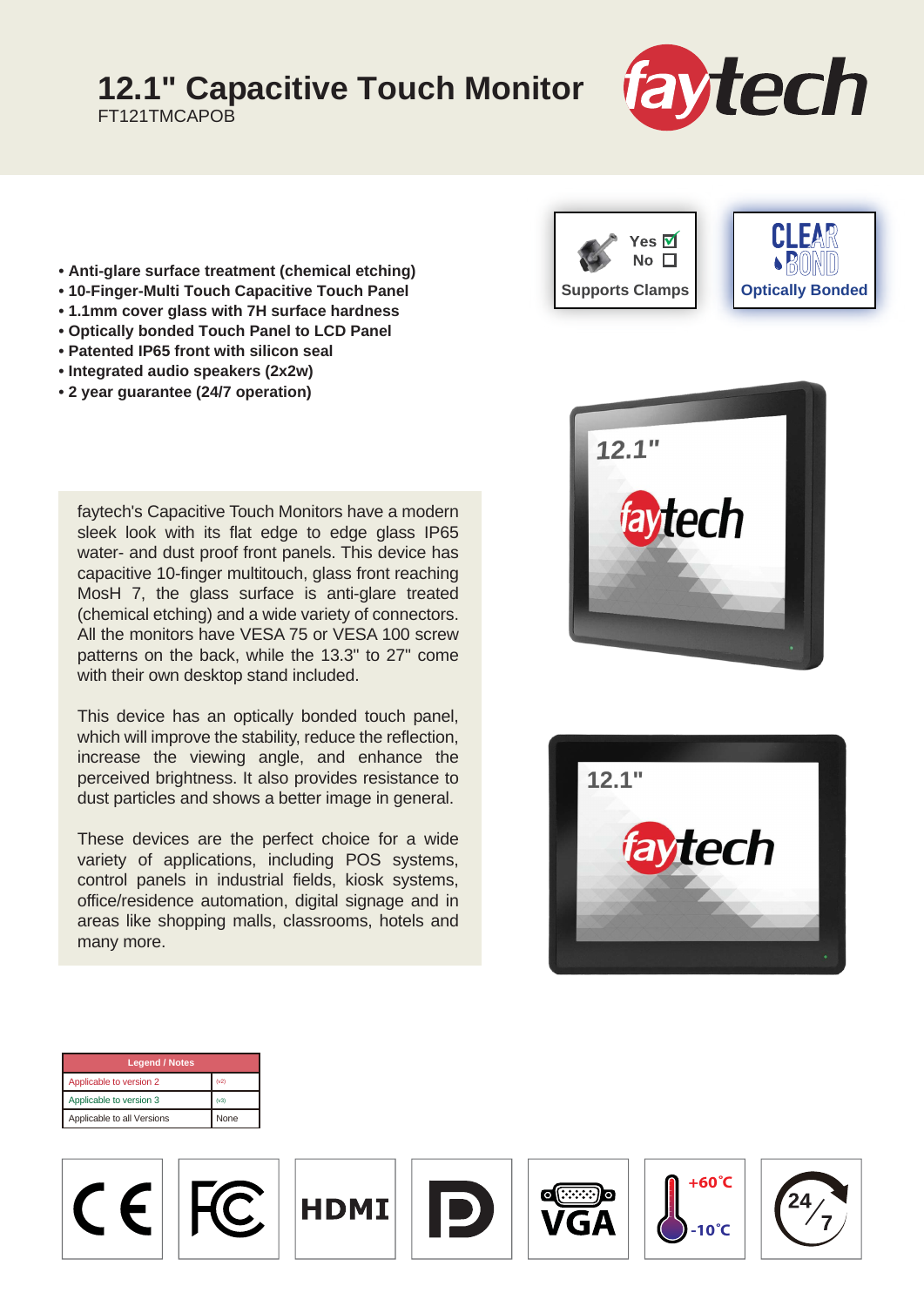# 12.1" Capacitive Touch Monitor

FT121TMCAPOB

- Anti-glare surface treatment (chemical etching)
- 10-Finger-Multi Touch Capacitive Touch Panel
- 1.1mm cover glass with 7H surface hardness
- Optically bonded Touch Panel to LCD Panel
- Patented IP65 front with silicon seal
- Integrated audio speakers (2x2w)
- 2 year guarantee (24/7 operation)

Yes ☑ No ☐ Supports Clamps

Optically Bonded

faytech's Capacitive Touch Monitors have a modern sleek look with its flat edge to edge glass IP65 water- and dust proof front panels. This device has capacitive 10-finger multitouch, glass front reaching MosH 7, the glass surface is anti-glare treated (chemical etching) and a wide variety of connectors. All the monitors have VESA 75 or VESA 100 screw patterns on the back, while the 13.3" to 27" come with their own desktop stand included.

This device has an optically bonded touch panel, which will improve the stability, reduce the reflection, increase the viewing angle, and enhance the perceived brightness. It also provides resistance to dust particles and shows a better image in general.

These devices are the perfect choice for a wide variety of applications, including POS systems, control panels in industrial fields, kiosk systems, office/residence automation, digital signage and in areas like shopping malls, classrooms, hotels and many more.

| Legend / Notes | |
|---|---|
| Applicable to version 2 | (v2) |
| Applicable to version 3 | (v3) |
| Applicable to all Versions | None |

CE | FC | HDMI | DP | VGA | +60°C -10°C | 24/7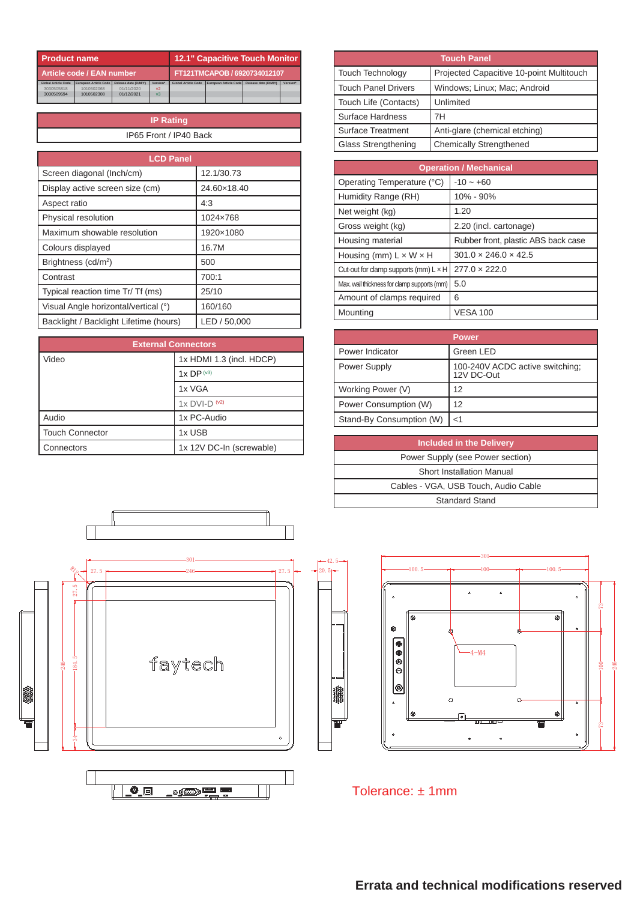| Product name | 12.1" Capacitive Touch Monitor |
|---|---|
| Article code / EAN number | FT121TMCAPOB / 6920734012107 |

| Global Article Code | European Article Code | Release date (D/M/Y) | Version* | Global Article Code | European Article Code | Release date (D/M/Y) | Version* |
|---|---|---|---|---|---|---|---|
| 3030505818 | 1010502068 | 01/11/2020 | v2 | | | | |
| 3030509594 | 1010502308 | 01/12/2021 | v3 | | | | |

| IP Rating |
|---|
| IP65 Front / IP40 Back |

| LCD Panel | |
|---|---|
| Screen diagonal (Inch/cm) | 12.1/30.73 |
| Display active screen size (cm) | 24.60×18.40 |
| Aspect ratio | 4:3 |
| Physical resolution | 1024×768 |
| Maximum showable resolution | 1920×1080 |
| Colours displayed | 16.7M |
| Brightness (cd/m$^2$) | 500 |
| Contrast | 700:1 |
| Typical reaction time Tr/ Tf (ms) | 25/10 |
| Visual Angle horizontal/vertical (°) | 160/160 |
| Backlight / Backlight Lifetime (hours) | LED / 50,000 |

| External Connectors | |
|---|---|
| Video | 1x HDMI 1.3 (incl. HDCP) |
| | 1x DP (v3) |
| | 1x VGA |
| | 1x DVI-D (v2) |
| Audio | 1x PC-Audio |
| Touch Connector | 1x USB |
| Connectors | 1x 12V DC-In (screwable) |

| Touch Panel | |
|---|---|
| Touch Technology | Projected Capacitive 10-point Multitouch |
| Touch Panel Drivers | Windows; Linux; Mac; Android |
| Touch Life (Contacts) | Unlimited |
| Surface Hardness | 7H |
| Surface Treatment | Anti-glare (chemical etching) |
| Glass Strengthening | Chemically Strengthened |

| Operation / Mechanical | |
|---|---|
| Operating Temperature (°C) | -10 ~ +60 |
| Humidity Range (RH) | 10% - 90% |
| Net weight (kg) | 1.20 |
| Gross weight (kg) | 2.20 (incl. cartonage) |
| Housing material | Rubber front, plastic ABS back case |
| Housing (mm) L × W × H | 301.0 × 246.0 × 42.5 |
| Cut-out for clamp supports (mm) L × H | 277.0 × 222.0 |
| Max. wall thickness for clamp supports (mm) | 5.0 |
| Amount of clamps required | 6 |
| Mounting | VESA 100 |

| Power | |
|---|---|
| Power Indicator | Green LED |
| Power Supply | 100-240V ACDC active switching; 12V DC-Out |
| Working Power (V) | 12 |
| Power Consumption (W) | 12 |
| Stand-By Consumption (W) | <1 |

| Included in the Delivery |
|---|
| Power Supply (see Power section) |
| Short Installation Manual |
| Cables - VGA, USB Touch, Audio Cable |
| Standard Stand |

Tolerance: ± 1mm

**Errata and technical modifications reserved**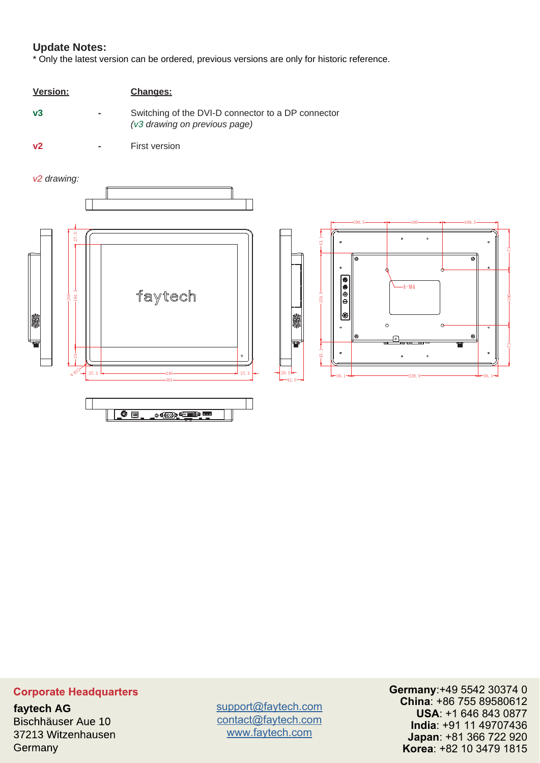## Update Notes:

* Only the latest version can be ordered, previous versions are only for historic reference.

| Version: | | Changes: |
|---|---|---|
| v3 | - | Switching of the DVI-D connector to a DP connector<br>*(v3 drawing on previous page)* |
| v2 | - | First version |

*v2 drawing:*

faytech

27.5
240
184.5
31
4-R15
27.5
246
27.5
301
20.5
42.5
100.5
100
100.5
43.1
150.9
43.1
73
100
73
4-M4
36.1
228.9
36.1

**Corporate Headquarters**

**faytech AG**
Bischhäuser Aue 10
37213 Witzenhausen
Germany

support@faytech.com
contact@faytech.com
www.faytech.com

**Germany**:+49 5542 30374 0
**China**: +86 755 89580612
**USA**: +1 646 843 0877
**India**: +91 11 49707436
**Japan**: +81 366 722 920
**Korea**: +82 10 3479 1815